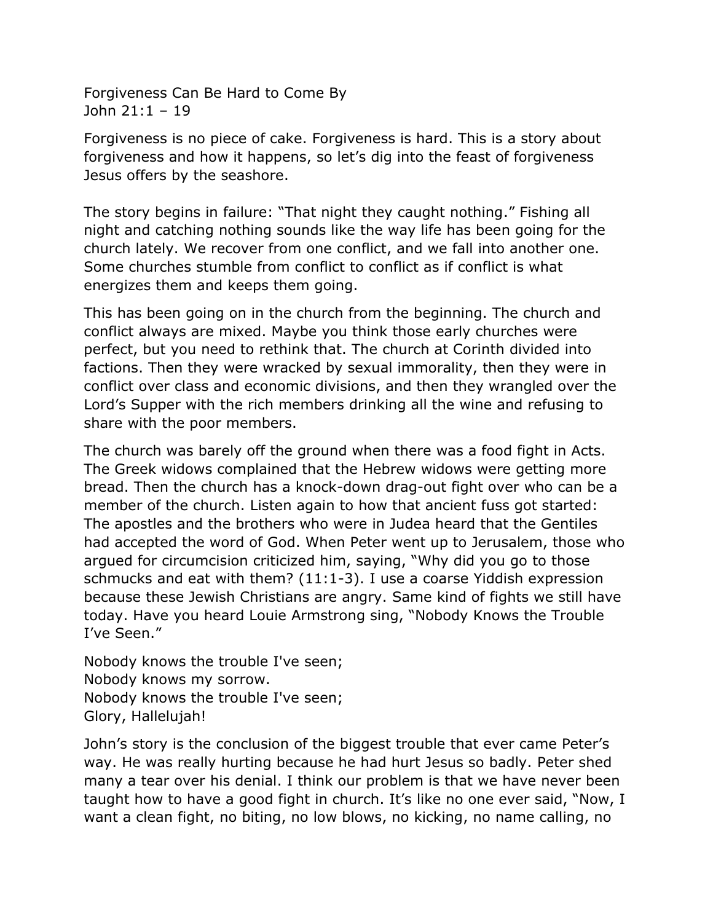# Forgiveness Can Be Hard to Come By

John 21:1 – 19

Forgiveness is no piece of cake. Forgiveness is hard. This is a story about forgiveness and how it happens, so let's dig into the feast of forgiveness Jesus offers by the seashore.

The story begins in failure: "That night they caught nothing." Fishing all night and catching nothing sounds like the way life has been going for the church lately. We recover from one conflict, and we fall into another one. Some churches stumble from conflict to conflict as if conflict is what energizes them and keeps them going.

This has been going on in the church from the beginning. The church and conflict always are mixed. Maybe you think those early churches were perfect, but you need to rethink that. The church at Corinth divided into factions. Then they were wracked by sexual immorality, then they were in conflict over class and economic divisions, and then they wrangled over the Lord's Supper with the rich members drinking all the wine and refusing to share with the poor members.

The church was barely off the ground when there was a food fight in Acts. The Greek widows complained that the Hebrew widows were getting more bread. Then the church has a knock-down drag-out fight over who can be a member of the church. Listen again to how that ancient fuss got started: The apostles and the brothers who were in Judea heard that the Gentiles had accepted the word of God. When Peter went up to Jerusalem, those who argued for circumcision criticized him, saying, "Why did you go to those schmucks and eat with them? (11:1-3). I use a coarse Yiddish expression because these Jewish Christians are angry. Same kind of fights we still have today. Have you heard Louie Armstrong sing, "Nobody Knows the Trouble I've Seen."

Nobody knows the trouble I've seen;
Nobody knows my sorrow.
Nobody knows the trouble I've seen;
Glory, Hallelujah!

John's story is the conclusion of the biggest trouble that ever came Peter's way. He was really hurting because he had hurt Jesus so badly. Peter shed many a tear over his denial. I think our problem is that we have never been taught how to have a good fight in church. It's like no one ever said, "Now, I want a clean fight, no biting, no low blows, no kicking, no name calling, no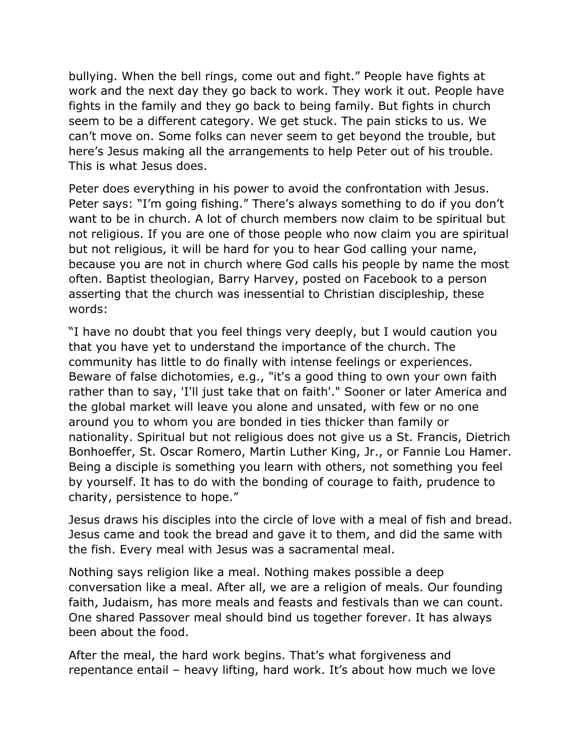bullying. When the bell rings, come out and fight." People have fights at work and the next day they go back to work. They work it out. People have fights in the family and they go back to being family. But fights in church seem to be a different category. We get stuck. The pain sticks to us. We can't move on. Some folks can never seem to get beyond the trouble, but here's Jesus making all the arrangements to help Peter out of his trouble. This is what Jesus does.

Peter does everything in his power to avoid the confrontation with Jesus. Peter says: "I'm going fishing." There's always something to do if you don't want to be in church. A lot of church members now claim to be spiritual but not religious. If you are one of those people who now claim you are spiritual but not religious, it will be hard for you to hear God calling your name, because you are not in church where God calls his people by name the most often. Baptist theologian, Barry Harvey, posted on Facebook to a person asserting that the church was inessential to Christian discipleship, these words:

"I have no doubt that you feel things very deeply, but I would caution you that you have yet to understand the importance of the church. The community has little to do finally with intense feelings or experiences. Beware of false dichotomies, e.g., "it's a good thing to own your own faith rather than to say, 'I'll just take that on faith'." Sooner or later America and the global market will leave you alone and unsated, with few or no one around you to whom you are bonded in ties thicker than family or nationality. Spiritual but not religious does not give us a St. Francis, Dietrich Bonhoeffer, St. Oscar Romero, Martin Luther King, Jr., or Fannie Lou Hamer. Being a disciple is something you learn with others, not something you feel by yourself. It has to do with the bonding of courage to faith, prudence to charity, persistence to hope."

Jesus draws his disciples into the circle of love with a meal of fish and bread. Jesus came and took the bread and gave it to them, and did the same with the fish. Every meal with Jesus was a sacramental meal.

Nothing says religion like a meal. Nothing makes possible a deep conversation like a meal. After all, we are a religion of meals. Our founding faith, Judaism, has more meals and feasts and festivals than we can count. One shared Passover meal should bind us together forever. It has always been about the food.

After the meal, the hard work begins. That's what forgiveness and repentance entail – heavy lifting, hard work. It's about how much we love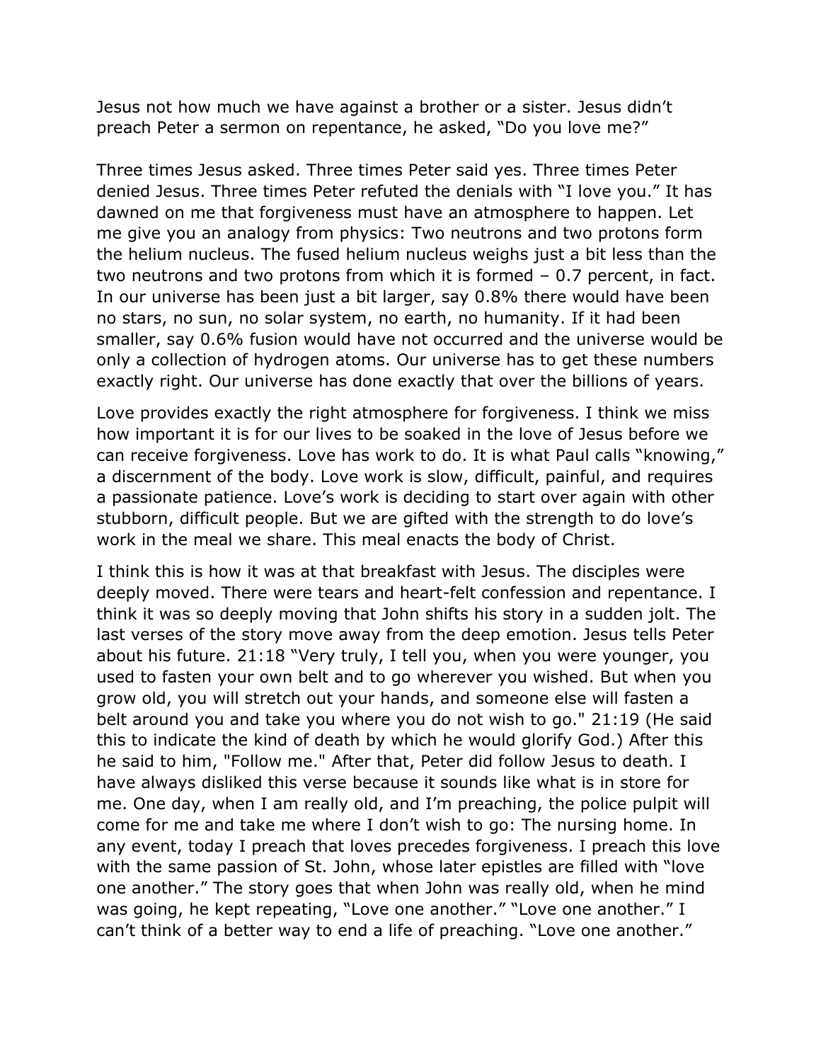Jesus not how much we have against a brother or a sister. Jesus didn't preach Peter a sermon on repentance, he asked, "Do you love me?"

Three times Jesus asked. Three times Peter said yes. Three times Peter denied Jesus. Three times Peter refuted the denials with "I love you." It has dawned on me that forgiveness must have an atmosphere to happen. Let me give you an analogy from physics: Two neutrons and two protons form the helium nucleus. The fused helium nucleus weighs just a bit less than the two neutrons and two protons from which it is formed – 0.7 percent, in fact. In our universe has been just a bit larger, say 0.8% there would have been no stars, no sun, no solar system, no earth, no humanity. If it had been smaller, say 0.6% fusion would have not occurred and the universe would be only a collection of hydrogen atoms. Our universe has to get these numbers exactly right. Our universe has done exactly that over the billions of years.

Love provides exactly the right atmosphere for forgiveness. I think we miss how important it is for our lives to be soaked in the love of Jesus before we can receive forgiveness. Love has work to do. It is what Paul calls "knowing," a discernment of the body. Love work is slow, difficult, painful, and requires a passionate patience. Love's work is deciding to start over again with other stubborn, difficult people. But we are gifted with the strength to do love's work in the meal we share. This meal enacts the body of Christ.

I think this is how it was at that breakfast with Jesus. The disciples were deeply moved. There were tears and heart-felt confession and repentance. I think it was so deeply moving that John shifts his story in a sudden jolt. The last verses of the story move away from the deep emotion. Jesus tells Peter about his future. 21:18 "Very truly, I tell you, when you were younger, you used to fasten your own belt and to go wherever you wished. But when you grow old, you will stretch out your hands, and someone else will fasten a belt around you and take you where you do not wish to go." 21:19 (He said this to indicate the kind of death by which he would glorify God.) After this he said to him, "Follow me." After that, Peter did follow Jesus to death. I have always disliked this verse because it sounds like what is in store for me. One day, when I am really old, and I'm preaching, the police pulpit will come for me and take me where I don't wish to go: The nursing home. In any event, today I preach that loves precedes forgiveness. I preach this love with the same passion of St. John, whose later epistles are filled with "love one another." The story goes that when John was really old, when he mind was going, he kept repeating, "Love one another." "Love one another." I can't think of a better way to end a life of preaching. "Love one another."